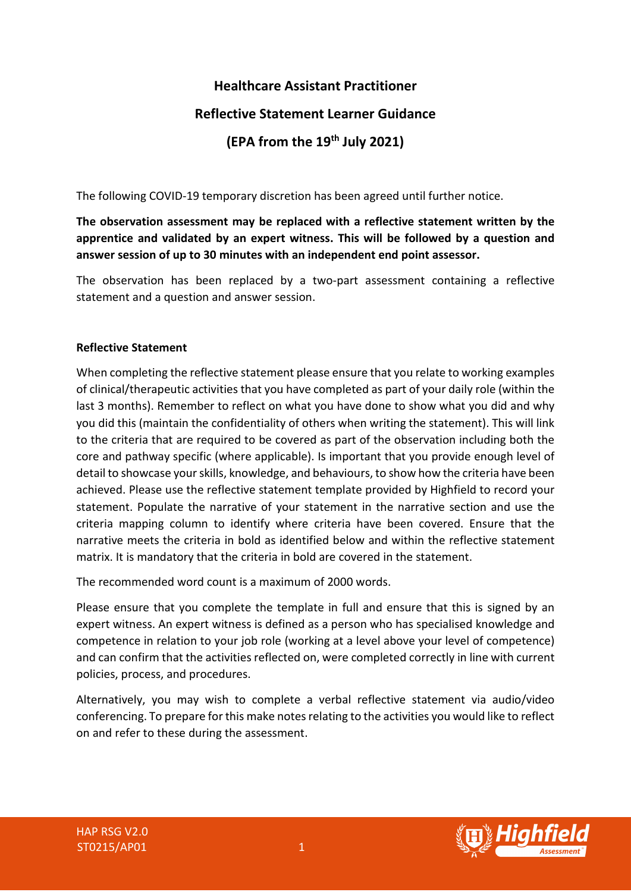# Healthcare Assistant Practitioner

## Reflective Statement Learner Guidance

## (EPA from the 19th July 2021)

The following COVID-19 temporary discretion has been agreed until further notice.

**The observation assessment may be replaced with a reflective statement written by the apprentice and validated by an expert witness. This will be followed by a question and answer session of up to 30 minutes with an independent end point assessor.**

The observation has been replaced by a two-part assessment containing a reflective statement and a question and answer session.

### Reflective Statement

When completing the reflective statement please ensure that you relate to working examples of clinical/therapeutic activities that you have completed as part of your daily role (within the last 3 months). Remember to reflect on what you have done to show what you did and why you did this (maintain the confidentiality of others when writing the statement). This will link to the criteria that are required to be covered as part of the observation including both the core and pathway specific (where applicable). Is important that you provide enough level of detail to showcase your skills, knowledge, and behaviours, to show how the criteria have been achieved. Please use the reflective statement template provided by Highfield to record your statement. Populate the narrative of your statement in the narrative section and use the criteria mapping column to identify where criteria have been covered. Ensure that the narrative meets the criteria in bold as identified below and within the reflective statement matrix. It is mandatory that the criteria in bold are covered in the statement.

The recommended word count is a maximum of 2000 words.

Please ensure that you complete the template in full and ensure that this is signed by an expert witness. An expert witness is defined as a person who has specialised knowledge and competence in relation to your job role (working at a level above your level of competence) and can confirm that the activities reflected on, were completed correctly in line with current policies, process, and procedures.

Alternatively, you may wish to complete a verbal reflective statement via audio/video conferencing. To prepare for this make notes relating to the activities you would like to reflect on and refer to these during the assessment.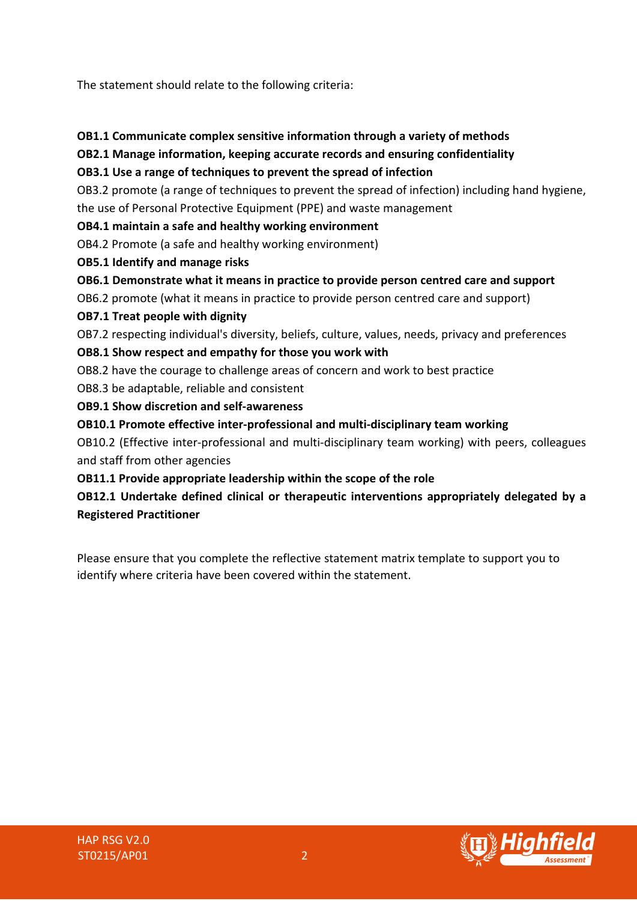The statement should relate to the following criteria:

**OB1.1 Communicate complex sensitive information through a variety of methods**

**OB2.1 Manage information, keeping accurate records and ensuring confidentiality**

**OB3.1 Use a range of techniques to prevent the spread of infection**

OB3.2 promote (a range of techniques to prevent the spread of infection) including hand hygiene, the use of Personal Protective Equipment (PPE) and waste management

**OB4.1 maintain a safe and healthy working environment**

OB4.2 Promote (a safe and healthy working environment)

**OB5.1 Identify and manage risks**

**OB6.1 Demonstrate what it means in practice to provide person centred care and support**

OB6.2 promote (what it means in practice to provide person centred care and support)

**OB7.1 Treat people with dignity**

OB7.2 respecting individual's diversity, beliefs, culture, values, needs, privacy and preferences

**OB8.1 Show respect and empathy for those you work with**

OB8.2 have the courage to challenge areas of concern and work to best practice

OB8.3 be adaptable, reliable and consistent

**OB9.1 Show discretion and self-awareness**

**OB10.1 Promote effective inter-professional and multi-disciplinary team working**

OB10.2 (Effective inter-professional and multi-disciplinary team working) with peers, colleagues and staff from other agencies

**OB11.1 Provide appropriate leadership within the scope of the role**

**OB12.1 Undertake defined clinical or therapeutic interventions appropriately delegated by a Registered Practitioner**

Please ensure that you complete the reflective statement matrix template to support you to identify where criteria have been covered within the statement.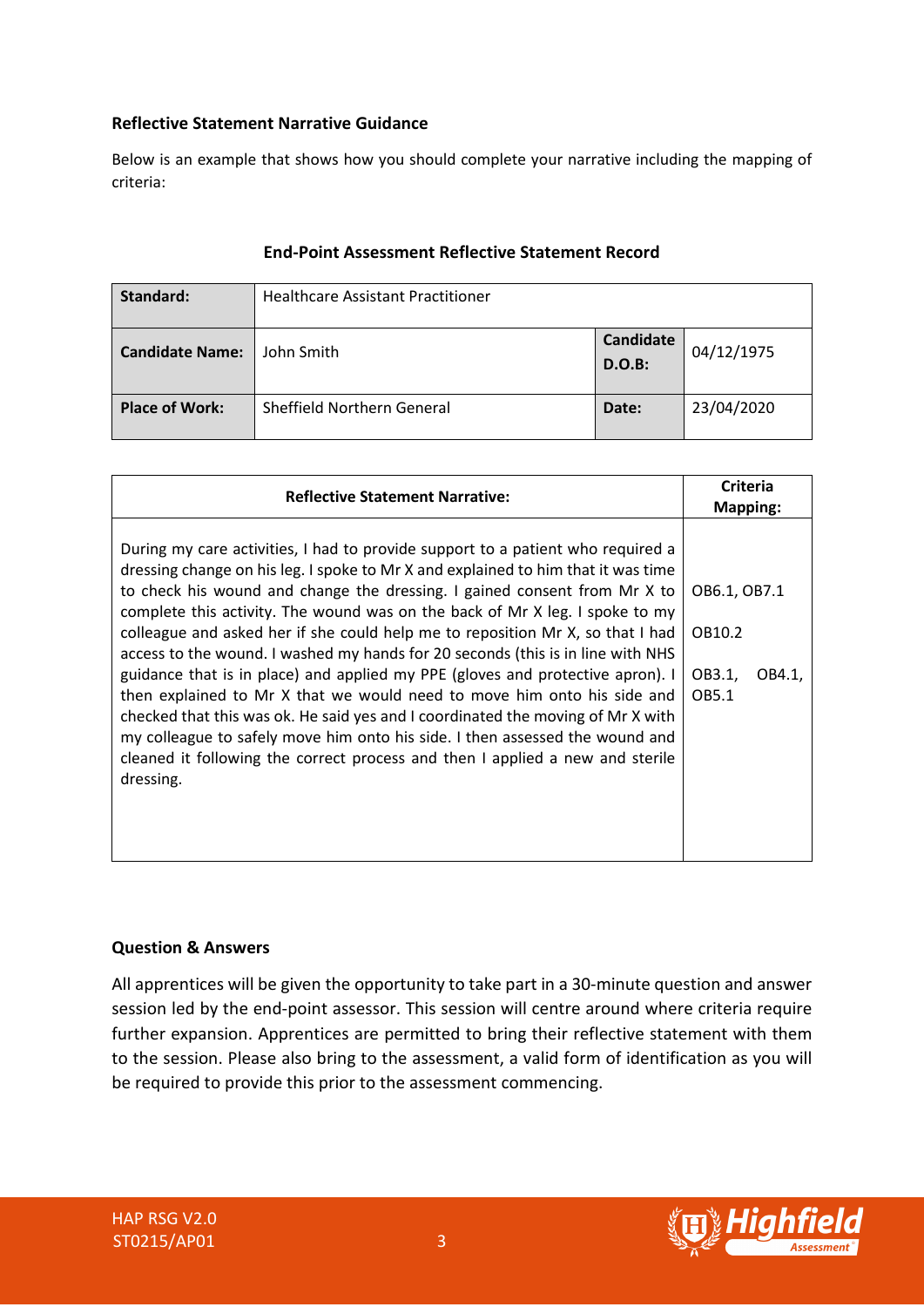**Reflective Statement Narrative Guidance**

Below is an example that shows how you should complete your narrative including the mapping of criteria:

**End-Point Assessment Reflective Statement Record**

| | | | |
|---|---|---|---|
| **Standard:** | Healthcare Assistant Practitioner | | |
| **Candidate Name:** | John Smith | **Candidate D.O.B:** | 04/12/1975 |
| **Place of Work:** | Sheffield Northern General | **Date:** | 23/04/2020 |

| Reflective Statement Narrative: | Criteria Mapping: |
|---|---|
| During my care activities, I had to provide support to a patient who required a dressing change on his leg. I spoke to Mr X and explained to him that it was time to check his wound and change the dressing. I gained consent from Mr X to complete this activity. The wound was on the back of Mr X leg. I spoke to my colleague and asked her if she could help me to reposition Mr X, so that I had access to the wound. I washed my hands for 20 seconds (this is in line with NHS guidance that is in place) and applied my PPE (gloves and protective apron). I then explained to Mr X that we would need to move him onto his side and checked that this was ok. He said yes and I coordinated the moving of Mr X with my colleague to safely move him onto his side. I then assessed the wound and cleaned it following the correct process and then I applied a new and sterile dressing. | OB6.1, OB7.1<br><br>OB10.2<br><br>OB3.1, OB4.1, OB5.1 |

**Question & Answers**

All apprentices will be given the opportunity to take part in a 30-minute question and answer session led by the end-point assessor. This session will centre around where criteria require further expansion. Apprentices are permitted to bring their reflective statement with them to the session. Please also bring to the assessment, a valid form of identification as you will be required to provide this prior to the assessment commencing.